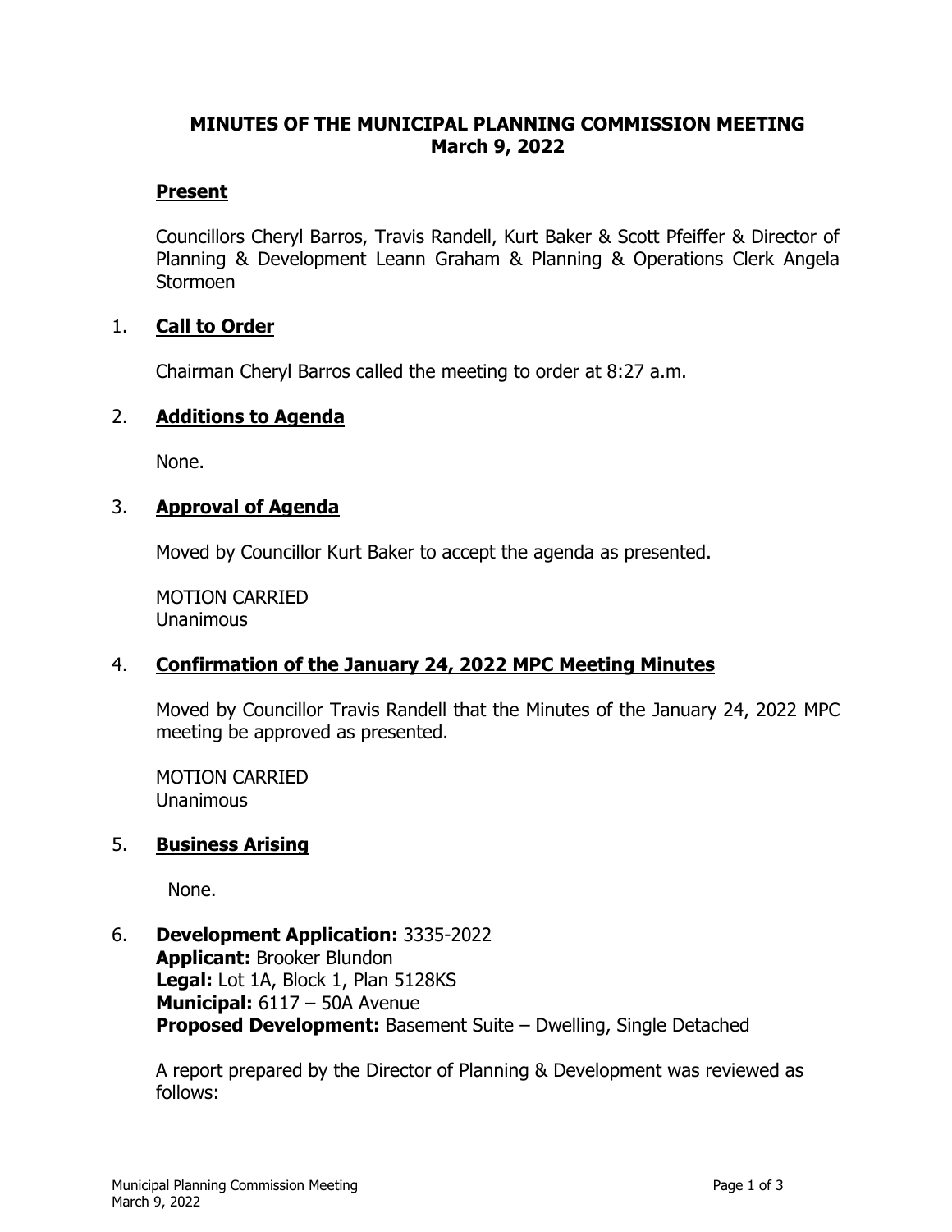# MINUTES OF THE MUNICIPAL PLANNING COMMISSION MEETING
## March 9, 2022

### Present

Councillors Cheryl Barros, Travis Randell, Kurt Baker & Scott Pfeiffer & Director of Planning & Development Leann Graham & Planning & Operations Clerk Angela Stormoen

1. **Call to Order**

   Chairman Cheryl Barros called the meeting to order at 8:27 a.m.

2. **Additions to Agenda**

   None.

3. **Approval of Agenda**

   Moved by Councillor Kurt Baker to accept the agenda as presented.

   MOTION CARRIED
   Unanimous

4. **Confirmation of the January 24, 2022 MPC Meeting Minutes**

   Moved by Councillor Travis Randell that the Minutes of the January 24, 2022 MPC meeting be approved as presented.

   MOTION CARRIED
   Unanimous

5. **Business Arising**

   None.

6. **Development Application:** 3335-2022
   **Applicant:** Brooker Blundon
   **Legal:** Lot 1A, Block 1, Plan 5128KS
   **Municipal:** 6117 – 50A Avenue
   **Proposed Development:** Basement Suite – Dwelling, Single Detached

   A report prepared by the Director of Planning & Development was reviewed as follows: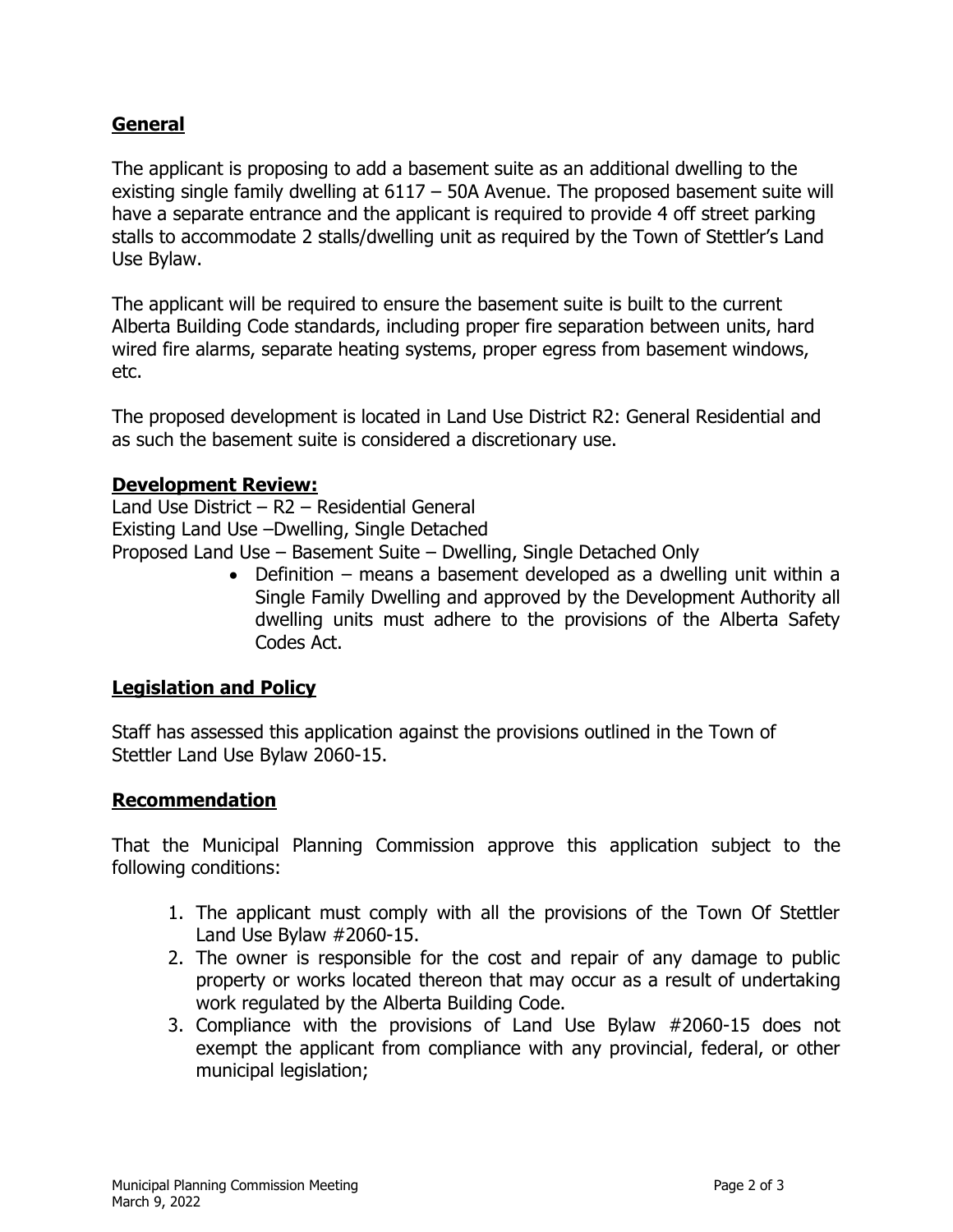## General

The applicant is proposing to add a basement suite as an additional dwelling to the existing single family dwelling at 6117 – 50A Avenue. The proposed basement suite will have a separate entrance and the applicant is required to provide 4 off street parking stalls to accommodate 2 stalls/dwelling unit as required by the Town of Stettler's Land Use Bylaw.

The applicant will be required to ensure the basement suite is built to the current Alberta Building Code standards, including proper fire separation between units, hard wired fire alarms, separate heating systems, proper egress from basement windows, etc.

The proposed development is located in Land Use District R2: General Residential and as such the basement suite is considered a discretionary use.

## Development Review:

Land Use District – R2 – Residential General
Existing Land Use –Dwelling, Single Detached
Proposed Land Use – Basement Suite – Dwelling, Single Detached Only

- Definition – means a basement developed as a dwelling unit within a Single Family Dwelling and approved by the Development Authority all dwelling units must adhere to the provisions of the Alberta Safety Codes Act.

## Legislation and Policy

Staff has assessed this application against the provisions outlined in the Town of Stettler Land Use Bylaw 2060-15.

## Recommendation

That the Municipal Planning Commission approve this application subject to the following conditions:

1. The applicant must comply with all the provisions of the Town Of Stettler Land Use Bylaw #2060-15.
2. The owner is responsible for the cost and repair of any damage to public property or works located thereon that may occur as a result of undertaking work regulated by the Alberta Building Code.
3. Compliance with the provisions of Land Use Bylaw #2060-15 does not exempt the applicant from compliance with any provincial, federal, or other municipal legislation;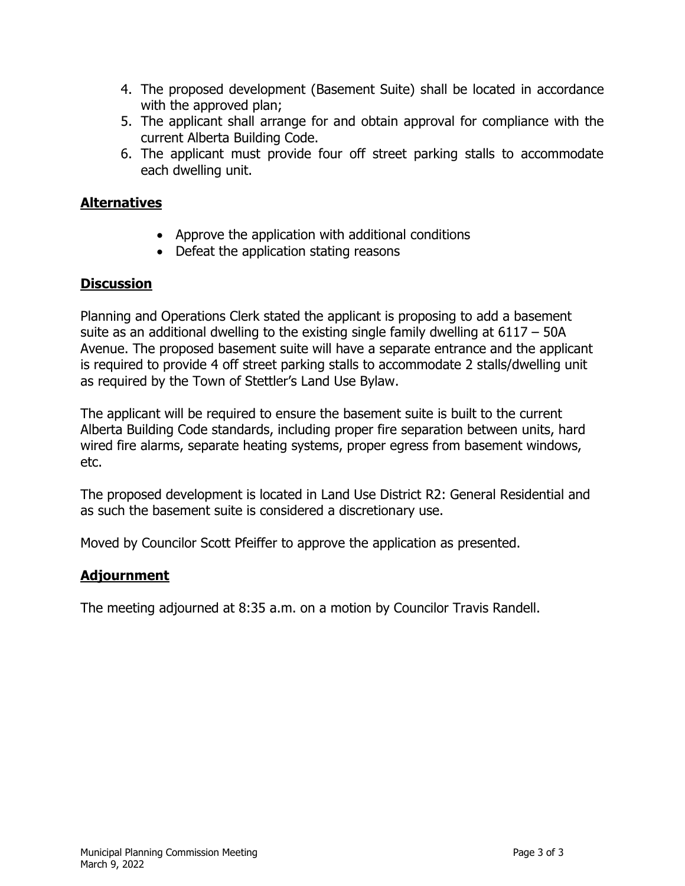4. The proposed development (Basement Suite) shall be located in accordance with the approved plan;
5. The applicant shall arrange for and obtain approval for compliance with the current Alberta Building Code.
6. The applicant must provide four off street parking stalls to accommodate each dwelling unit.

## **Alternatives**

- Approve the application with additional conditions
- Defeat the application stating reasons

## **Discussion**

Planning and Operations Clerk stated the applicant is proposing to add a basement suite as an additional dwelling to the existing single family dwelling at 6117 – 50A Avenue. The proposed basement suite will have a separate entrance and the applicant is required to provide 4 off street parking stalls to accommodate 2 stalls/dwelling unit as required by the Town of Stettler's Land Use Bylaw.

The applicant will be required to ensure the basement suite is built to the current Alberta Building Code standards, including proper fire separation between units, hard wired fire alarms, separate heating systems, proper egress from basement windows, etc.

The proposed development is located in Land Use District R2: General Residential and as such the basement suite is considered a discretionary use.

Moved by Councilor Scott Pfeiffer to approve the application as presented.

## **Adjournment**

The meeting adjourned at 8:35 a.m. on a motion by Councilor Travis Randell.